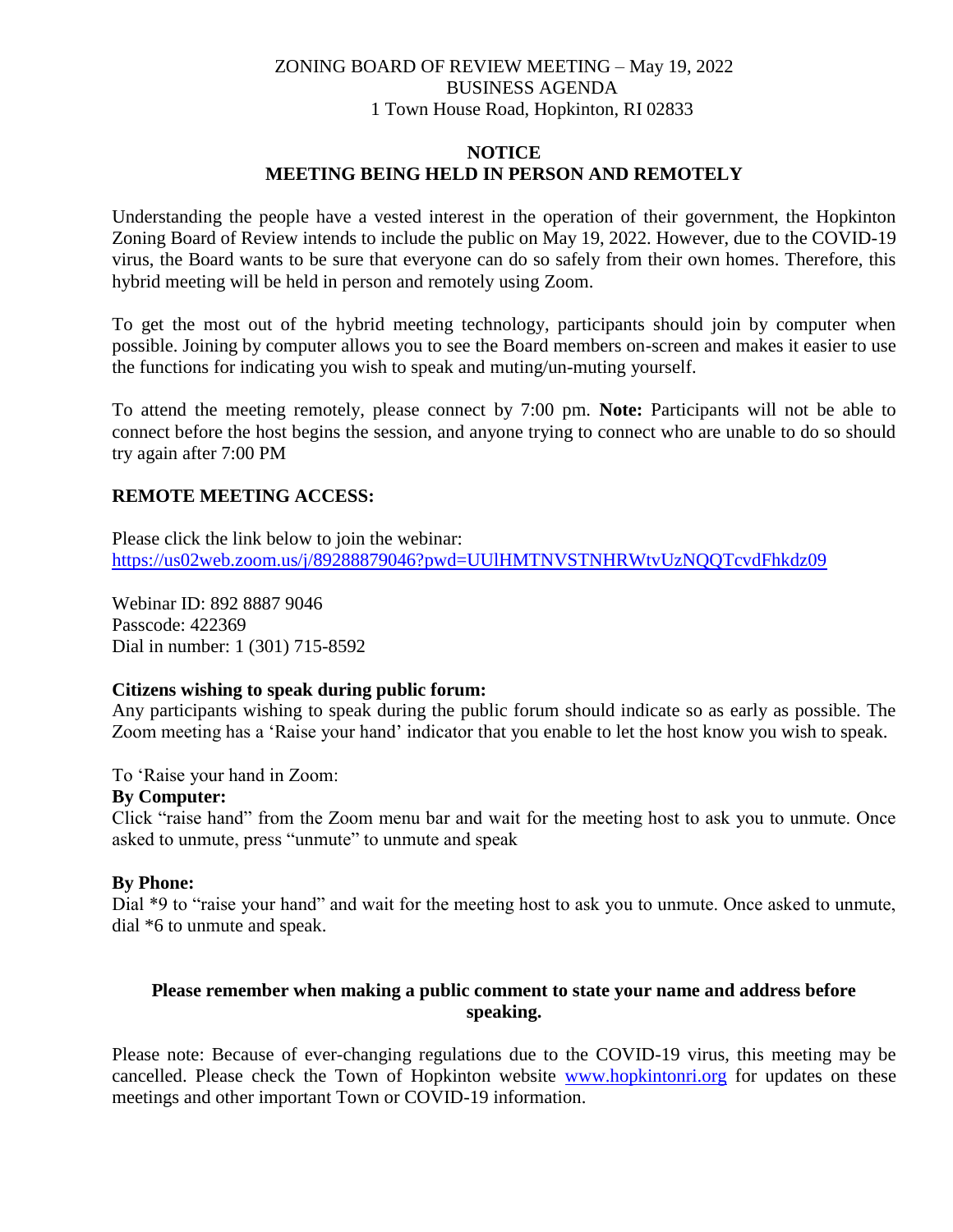# ZONING BOARD OF REVIEW MEETING – May 19, 2022
## BUSINESS AGENDA
1 Town House Road, Hopkinton, RI 02833

## NOTICE
## MEETING BEING HELD IN PERSON AND REMOTELY

Understanding the people have a vested interest in the operation of their government, the Hopkinton Zoning Board of Review intends to include the public on May 19, 2022. However, due to the COVID-19 virus, the Board wants to be sure that everyone can do so safely from their own homes. Therefore, this hybrid meeting will be held in person and remotely using Zoom.

To get the most out of the hybrid meeting technology, participants should join by computer when possible. Joining by computer allows you to see the Board members on-screen and makes it easier to use the functions for indicating you wish to speak and muting/un-muting yourself.

To attend the meeting remotely, please connect by 7:00 pm. **Note:** Participants will not be able to connect before the host begins the session, and anyone trying to connect who are unable to do so should try again after 7:00 PM

### REMOTE MEETING ACCESS:

Please click the link below to join the webinar:
https://us02web.zoom.us/j/89288879046?pwd=UUlHMTNVSTNHRWtvUzNQQTcvdFhkdz09

Webinar ID: 892 8887 9046
Passcode: 422369
Dial in number: 1 (301) 715-8592

**Citizens wishing to speak during public forum:**
Any participants wishing to speak during the public forum should indicate so as early as possible. The Zoom meeting has a 'Raise your hand' indicator that you enable to let the host know you wish to speak.

To 'Raise your hand in Zoom:

**By Computer:**
Click "raise hand" from the Zoom menu bar and wait for the meeting host to ask you to unmute. Once asked to unmute, press "unmute" to unmute and speak

**By Phone:**
Dial *9 to "raise your hand" and wait for the meeting host to ask you to unmute. Once asked to unmute, dial *6 to unmute and speak.

**Please remember when making a public comment to state your name and address before speaking.**

Please note: Because of ever-changing regulations due to the COVID-19 virus, this meeting may be cancelled. Please check the Town of Hopkinton website www.hopkintonri.org for updates on these meetings and other important Town or COVID-19 information.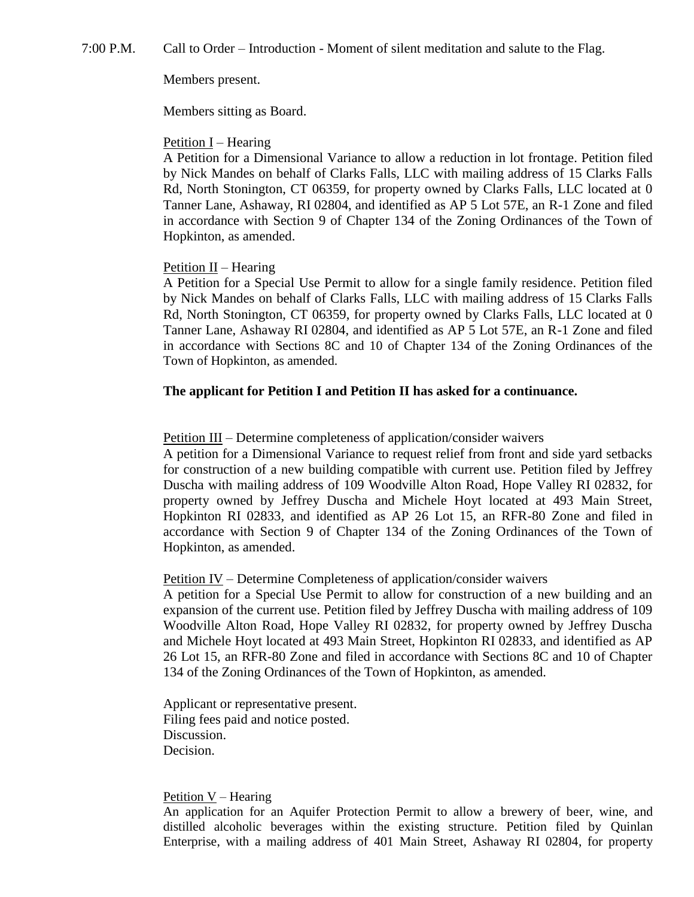7:00 P.M. Call to Order – Introduction - Moment of silent meditation and salute to the Flag.

Members present.

Members sitting as Board.

<u>Petition I</u> – Hearing

A Petition for a Dimensional Variance to allow a reduction in lot frontage. Petition filed by Nick Mandes on behalf of Clarks Falls, LLC with mailing address of 15 Clarks Falls Rd, North Stonington, CT 06359, for property owned by Clarks Falls, LLC located at 0 Tanner Lane, Ashaway, RI 02804, and identified as AP 5 Lot 57E, an R-1 Zone and filed in accordance with Section 9 of Chapter 134 of the Zoning Ordinances of the Town of Hopkinton, as amended.

<u>Petition II</u> – Hearing

A Petition for a Special Use Permit to allow for a single family residence. Petition filed by Nick Mandes on behalf of Clarks Falls, LLC with mailing address of 15 Clarks Falls Rd, North Stonington, CT 06359, for property owned by Clarks Falls, LLC located at 0 Tanner Lane, Ashaway RI 02804, and identified as AP 5 Lot 57E, an R-1 Zone and filed in accordance with Sections 8C and 10 of Chapter 134 of the Zoning Ordinances of the Town of Hopkinton, as amended.

**The applicant for Petition I and Petition II has asked for a continuance.**

<u>Petition III</u> – Determine completeness of application/consider waivers

A petition for a Dimensional Variance to request relief from front and side yard setbacks for construction of a new building compatible with current use. Petition filed by Jeffrey Duscha with mailing address of 109 Woodville Alton Road, Hope Valley RI 02832, for property owned by Jeffrey Duscha and Michele Hoyt located at 493 Main Street, Hopkinton RI 02833, and identified as AP 26 Lot 15, an RFR-80 Zone and filed in accordance with Section 9 of Chapter 134 of the Zoning Ordinances of the Town of Hopkinton, as amended.

<u>Petition IV</u> – Determine Completeness of application/consider waivers

A petition for a Special Use Permit to allow for construction of a new building and an expansion of the current use. Petition filed by Jeffrey Duscha with mailing address of 109 Woodville Alton Road, Hope Valley RI 02832, for property owned by Jeffrey Duscha and Michele Hoyt located at 493 Main Street, Hopkinton RI 02833, and identified as AP 26 Lot 15, an RFR-80 Zone and filed in accordance with Sections 8C and 10 of Chapter 134 of the Zoning Ordinances of the Town of Hopkinton, as amended.

Applicant or representative present.
Filing fees paid and notice posted.
Discussion.
Decision.

<u>Petition V</u> – Hearing

An application for an Aquifer Protection Permit to allow a brewery of beer, wine, and distilled alcoholic beverages within the existing structure. Petition filed by Quinlan Enterprise, with a mailing address of 401 Main Street, Ashaway RI 02804, for property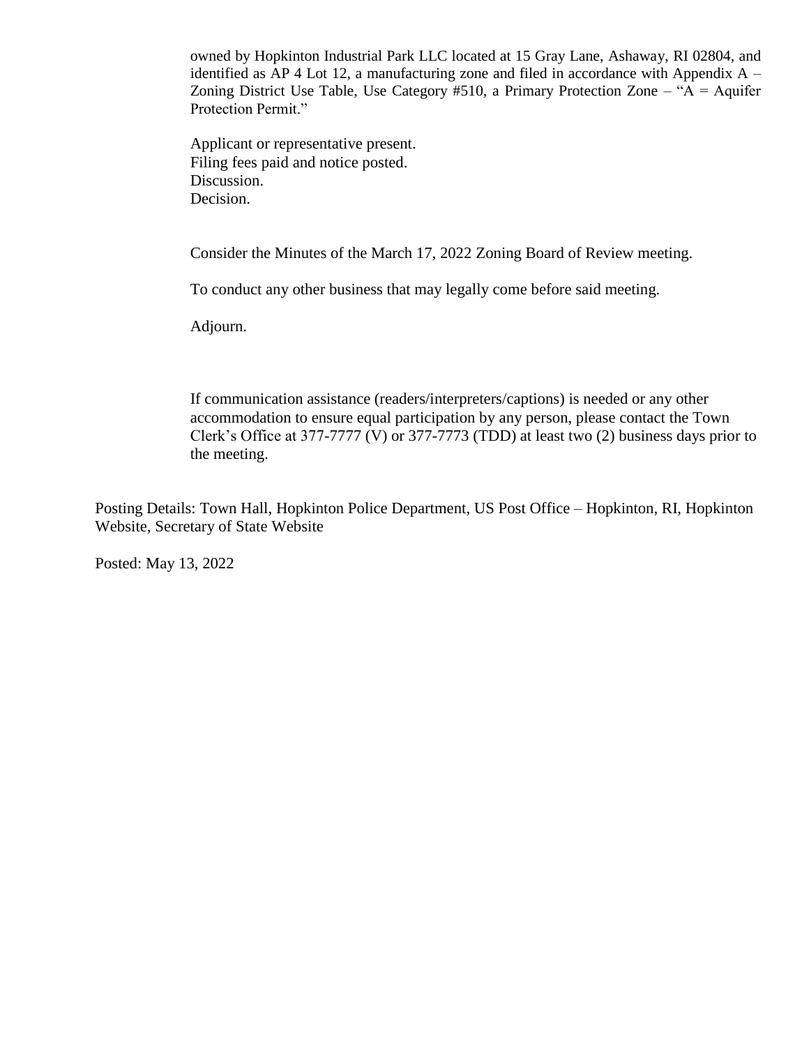owned by Hopkinton Industrial Park LLC located at 15 Gray Lane, Ashaway, RI 02804, and identified as AP 4 Lot 12, a manufacturing zone and filed in accordance with Appendix A – Zoning District Use Table, Use Category #510, a Primary Protection Zone – "A = Aquifer Protection Permit."

Applicant or representative present.
Filing fees paid and notice posted.
Discussion.
Decision.

Consider the Minutes of the March 17, 2022 Zoning Board of Review meeting.

To conduct any other business that may legally come before said meeting.

Adjourn.

If communication assistance (readers/interpreters/captions) is needed or any other accommodation to ensure equal participation by any person, please contact the Town Clerk's Office at 377-7777 (V) or 377-7773 (TDD) at least two (2) business days prior to the meeting.

Posting Details: Town Hall, Hopkinton Police Department, US Post Office – Hopkinton, RI, Hopkinton Website, Secretary of State Website

Posted: May 13, 2022